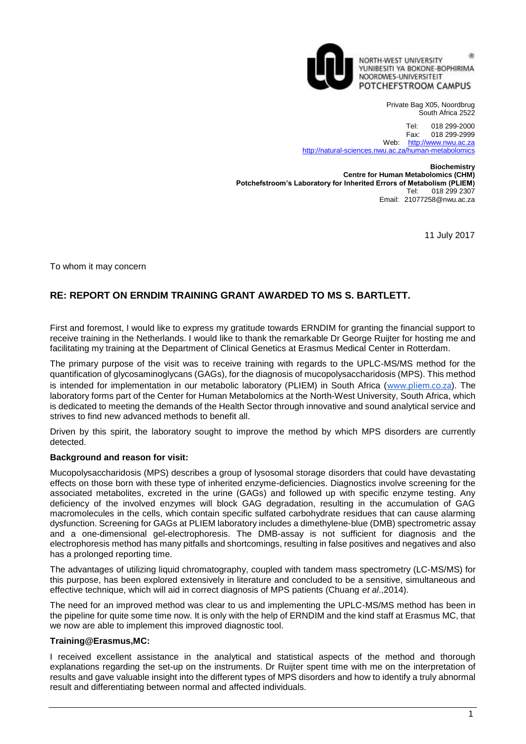NORTH-WEST UNIVERSITY
YUNIBESITI YA BOKONE-BOPHIRIMA
NOORDWES-UNIVERSITEIT
POTCHEFSTROOM CAMPUS

Private Bag X05, Noordbrug
South Africa 2522

Tel: 018 299-2000
Fax: 018 299-2999
Web: http://www.nwu.ac.za
http://natural-sciences.nwu.ac.za/human-metabolomics

**Biochemistry**
**Centre for Human Metabolomics (CHM)**
**Potchefstroom's Laboratory for Inherited Errors of Metabolism (PLIEM)**
Tel: 018 299 2307
Email: 21077258@nwu.ac.za

11 July 2017

To whom it may concern

## RE: REPORT ON ERNDIM TRAINING GRANT AWARDED TO MS S. BARTLETT.

First and foremost, I would like to express my gratitude towards ERNDIM for granting the financial support to receive training in the Netherlands. I would like to thank the remarkable Dr George Ruijter for hosting me and facilitating my training at the Department of Clinical Genetics at Erasmus Medical Center in Rotterdam.

The primary purpose of the visit was to receive training with regards to the UPLC-MS/MS method for the quantification of glycosaminoglycans (GAGs), for the diagnosis of mucopolysaccharidosis (MPS). This method is intended for implementation in our metabolic laboratory (PLIEM) in South Africa (www.pliem.co.za). The laboratory forms part of the Center for Human Metabolomics at the North-West University, South Africa, which is dedicated to meeting the demands of the Health Sector through innovative and sound analytical service and strives to find new advanced methods to benefit all.

Driven by this spirit, the laboratory sought to improve the method by which MPS disorders are currently detected.

**Background and reason for visit:**

Mucopolysaccharidosis (MPS) describes a group of lysosomal storage disorders that could have devastating effects on those born with these type of inherited enzyme-deficiencies. Diagnostics involve screening for the associated metabolites, excreted in the urine (GAGs) and followed up with specific enzyme testing. Any deficiency of the involved enzymes will block GAG degradation, resulting in the accumulation of GAG macromolecules in the cells, which contain specific sulfated carbohydrate residues that can cause alarming dysfunction. Screening for GAGs at PLIEM laboratory includes a dimethylene-blue (DMB) spectrometric assay and a one-dimensional gel-electrophoresis. The DMB-assay is not sufficient for diagnosis and the electrophoresis method has many pitfalls and shortcomings, resulting in false positives and negatives and also has a prolonged reporting time.

The advantages of utilizing liquid chromatography, coupled with tandem mass spectrometry (LC-MS/MS) for this purpose, has been explored extensively in literature and concluded to be a sensitive, simultaneous and effective technique, which will aid in correct diagnosis of MPS patients (Chuang *et al*.,2014).

The need for an improved method was clear to us and implementing the UPLC-MS/MS method has been in the pipeline for quite some time now. It is only with the help of ERNDIM and the kind staff at Erasmus MC, that we now are able to implement this improved diagnostic tool.

**Training@Erasmus,MC:**

I received excellent assistance in the analytical and statistical aspects of the method and thorough explanations regarding the set-up on the instruments. Dr Ruijter spent time with me on the interpretation of results and gave valuable insight into the different types of MPS disorders and how to identify a truly abnormal result and differentiating between normal and affected individuals.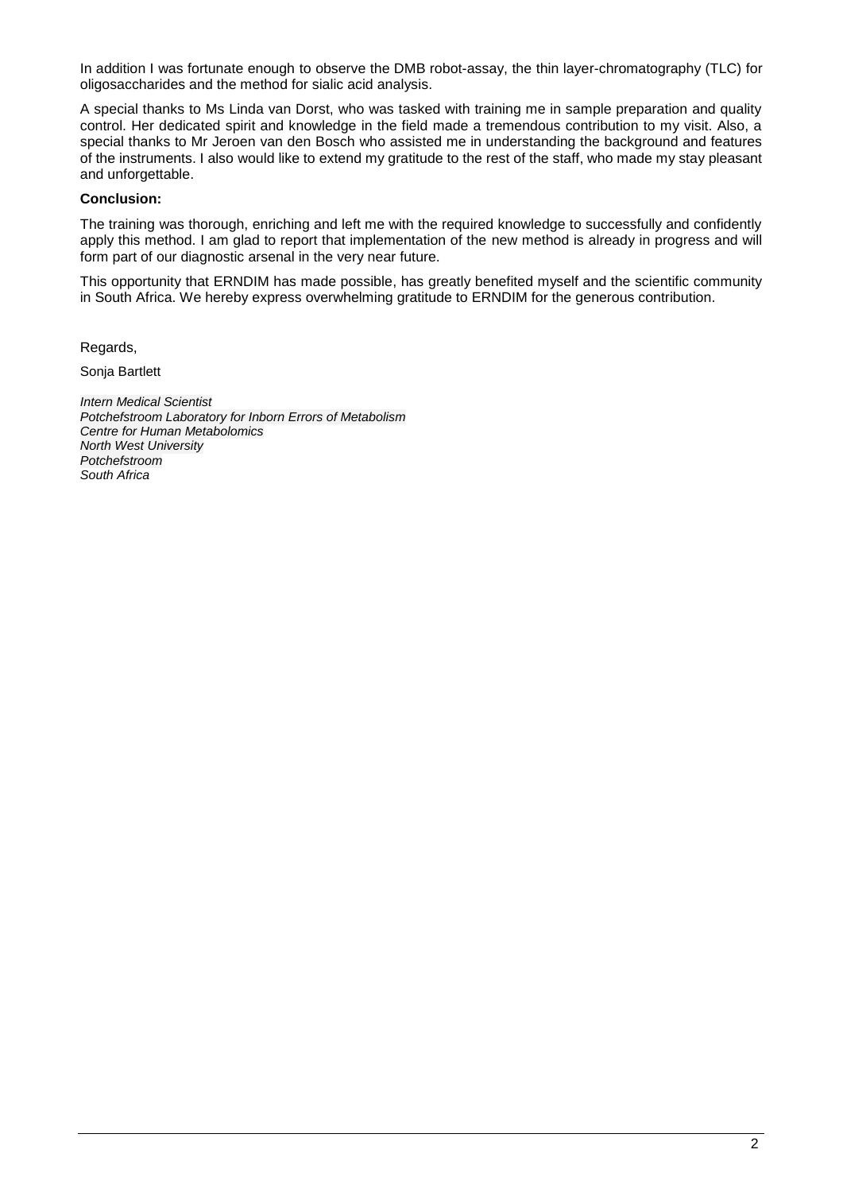In addition I was fortunate enough to observe the DMB robot-assay, the thin layer-chromatography (TLC) for oligosaccharides and the method for sialic acid analysis.

A special thanks to Ms Linda van Dorst, who was tasked with training me in sample preparation and quality control. Her dedicated spirit and knowledge in the field made a tremendous contribution to my visit. Also, a special thanks to Mr Jeroen van den Bosch who assisted me in understanding the background and features of the instruments. I also would like to extend my gratitude to the rest of the staff, who made my stay pleasant and unforgettable.

**Conclusion:**

The training was thorough, enriching and left me with the required knowledge to successfully and confidently apply this method. I am glad to report that implementation of the new method is already in progress and will form part of our diagnostic arsenal in the very near future.

This opportunity that ERNDIM has made possible, has greatly benefited myself and the scientific community in South Africa. We hereby express overwhelming gratitude to ERNDIM for the generous contribution.

Regards,

Sonja Bartlett

*Intern Medical Scientist*
*Potchefstroom Laboratory for Inborn Errors of Metabolism*
*Centre for Human Metabolomics*
*North West University*
*Potchefstroom*
*South Africa*